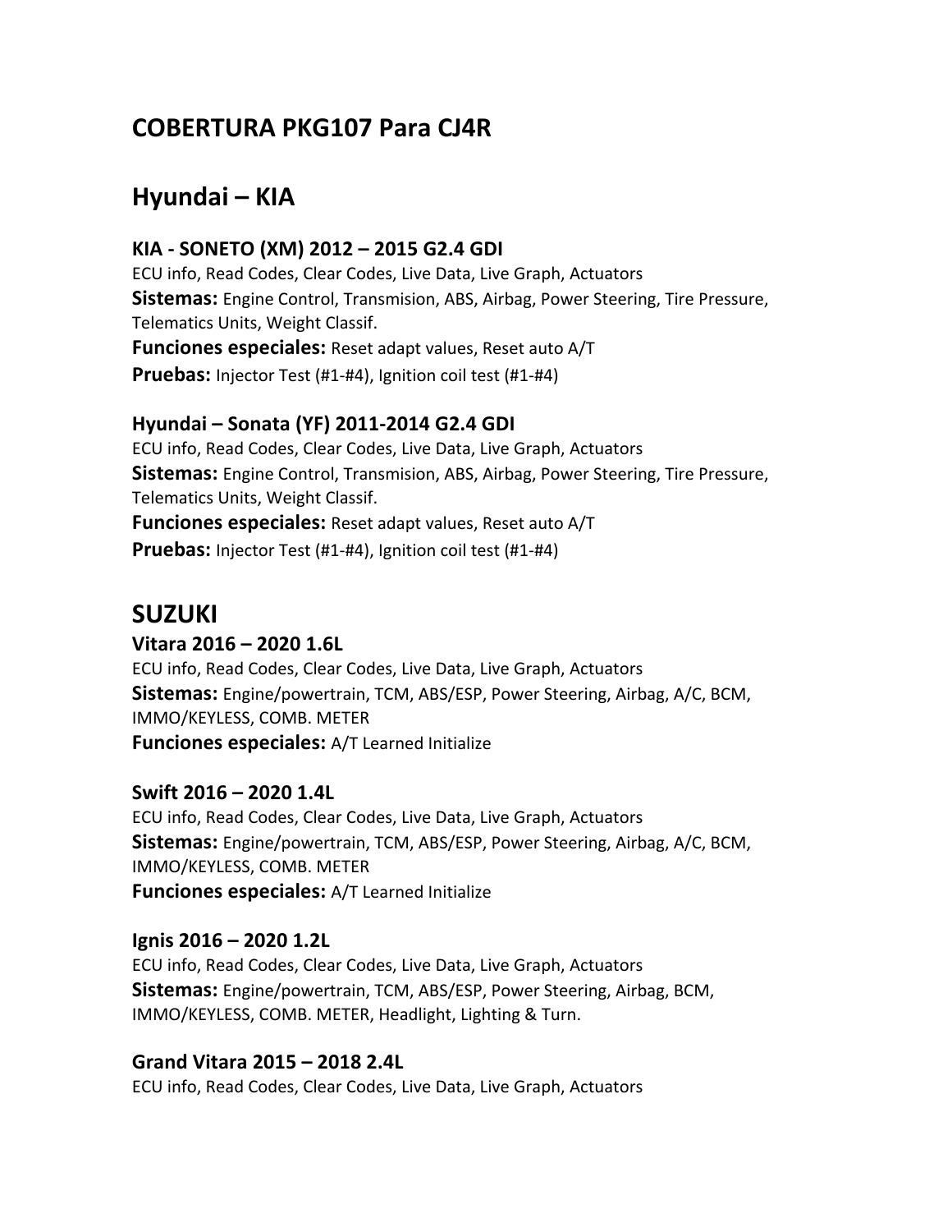# COBERTURA PKG107 Para CJ4R

## Hyundai – KIA

### KIA - SONETO (XM) 2012 – 2015 G2.4 GDI

ECU info, Read Codes, Clear Codes, Live Data, Live Graph, Actuators

**Sistemas:** Engine Control, Transmision, ABS, Airbag, Power Steering, Tire Pressure, Telematics Units, Weight Classif.

**Funciones especiales:** Reset adapt values, Reset auto A/T

**Pruebas:** Injector Test (#1-#4), Ignition coil test (#1-#4)

### Hyundai – Sonata (YF) 2011-2014 G2.4 GDI

ECU info, Read Codes, Clear Codes, Live Data, Live Graph, Actuators

**Sistemas:** Engine Control, Transmision, ABS, Airbag, Power Steering, Tire Pressure, Telematics Units, Weight Classif.

**Funciones especiales:** Reset adapt values, Reset auto A/T

**Pruebas:** Injector Test (#1-#4), Ignition coil test (#1-#4)

## SUZUKI

### Vitara 2016 – 2020 1.6L

ECU info, Read Codes, Clear Codes, Live Data, Live Graph, Actuators

**Sistemas:** Engine/powertrain, TCM, ABS/ESP, Power Steering, Airbag, A/C, BCM, IMMO/KEYLESS, COMB. METER

**Funciones especiales:** A/T Learned Initialize

### Swift 2016 – 2020 1.4L

ECU info, Read Codes, Clear Codes, Live Data, Live Graph, Actuators

**Sistemas:** Engine/powertrain, TCM, ABS/ESP, Power Steering, Airbag, A/C, BCM, IMMO/KEYLESS, COMB. METER

**Funciones especiales:** A/T Learned Initialize

### Ignis 2016 – 2020 1.2L

ECU info, Read Codes, Clear Codes, Live Data, Live Graph, Actuators

**Sistemas:** Engine/powertrain, TCM, ABS/ESP, Power Steering, Airbag, BCM, IMMO/KEYLESS, COMB. METER, Headlight, Lighting & Turn.

### Grand Vitara 2015 – 2018 2.4L

ECU info, Read Codes, Clear Codes, Live Data, Live Graph, Actuators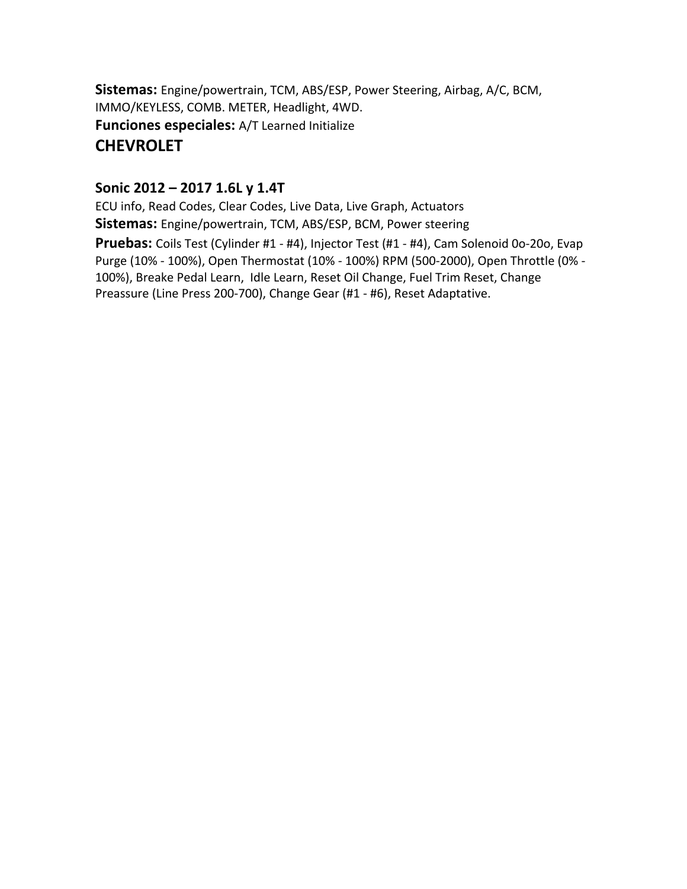**Sistemas:** Engine/powertrain, TCM, ABS/ESP, Power Steering, Airbag, A/C, BCM, IMMO/KEYLESS, COMB. METER, Headlight, 4WD.

**Funciones especiales:** A/T Learned Initialize

## CHEVROLET

### Sonic 2012 – 2017 1.6L y 1.4T

ECU info, Read Codes, Clear Codes, Live Data, Live Graph, Actuators

**Sistemas:** Engine/powertrain, TCM, ABS/ESP, BCM, Power steering

**Pruebas:** Coils Test (Cylinder #1 - #4), Injector Test (#1 - #4), Cam Solenoid 0o-20o, Evap Purge (10% - 100%), Open Thermostat (10% - 100%) RPM (500-2000), Open Throttle (0% - 100%), Breake Pedal Learn, Idle Learn, Reset Oil Change, Fuel Trim Reset, Change Preassure (Line Press 200-700), Change Gear (#1 - #6), Reset Adaptative.